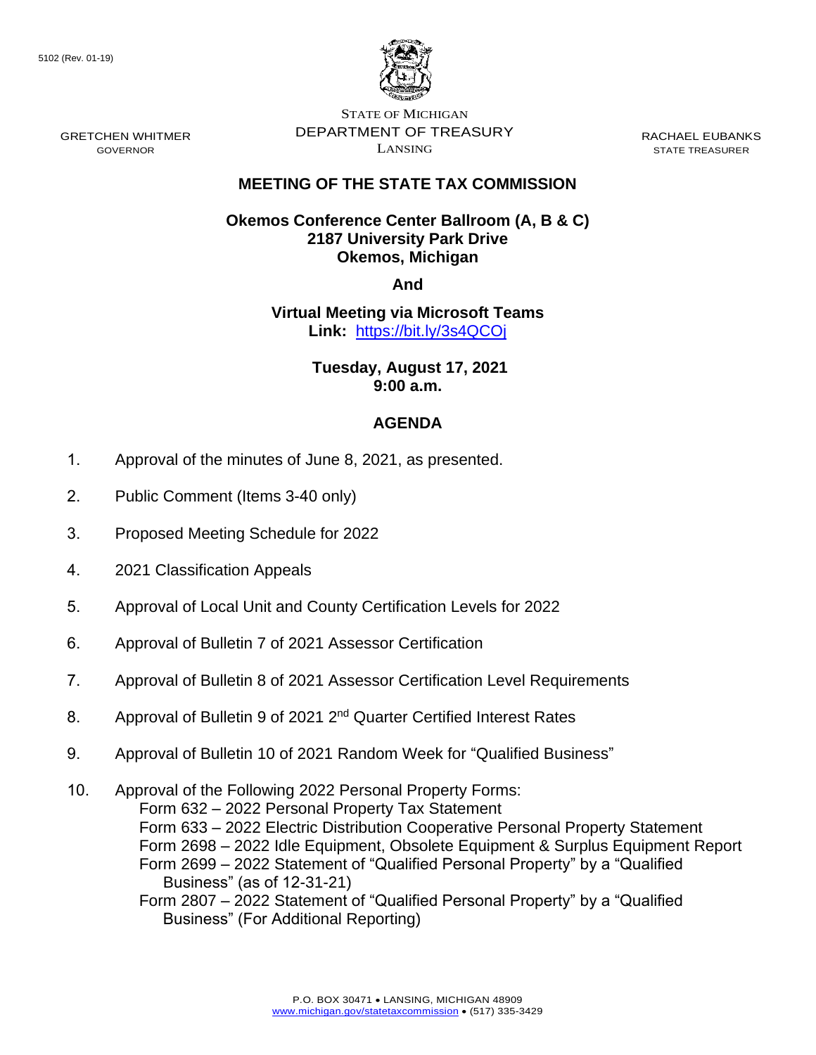5102 (Rev. 01-19)

STATE OF MICHIGAN
DEPARTMENT OF TREASURY
LANSING

GRETCHEN WHITMER
GOVERNOR

RACHAEL EUBANKS
STATE TREASURER

# MEETING OF THE STATE TAX COMMISSION

**Okemos Conference Center Ballroom (A, B & C)**
**2187 University Park Drive**
**Okemos, Michigan**

**And**

**Virtual Meeting via Microsoft Teams**
**Link:** https://bit.ly/3s4QCOj

**Tuesday, August 17, 2021**
**9:00 a.m.**

## AGENDA

1. Approval of the minutes of June 8, 2021, as presented.
2. Public Comment (Items 3-40 only)
3. Proposed Meeting Schedule for 2022
4. 2021 Classification Appeals
5. Approval of Local Unit and County Certification Levels for 2022
6. Approval of Bulletin 7 of 2021 Assessor Certification
7. Approval of Bulletin 8 of 2021 Assessor Certification Level Requirements
8. Approval of Bulletin 9 of 2021 2nd Quarter Certified Interest Rates
9. Approval of Bulletin 10 of 2021 Random Week for "Qualified Business"
10. Approval of the Following 2022 Personal Property Forms:
    - Form 632 – 2022 Personal Property Tax Statement
    - Form 633 – 2022 Electric Distribution Cooperative Personal Property Statement
    - Form 2698 – 2022 Idle Equipment, Obsolete Equipment & Surplus Equipment Report
    - Form 2699 – 2022 Statement of "Qualified Personal Property" by a "Qualified Business" (as of 12-31-21)
    - Form 2807 – 2022 Statement of "Qualified Personal Property" by a "Qualified Business" (For Additional Reporting)

P.O. BOX 30471 • LANSING, MICHIGAN 48909
www.michigan.gov/statetaxcommission • (517) 335-3429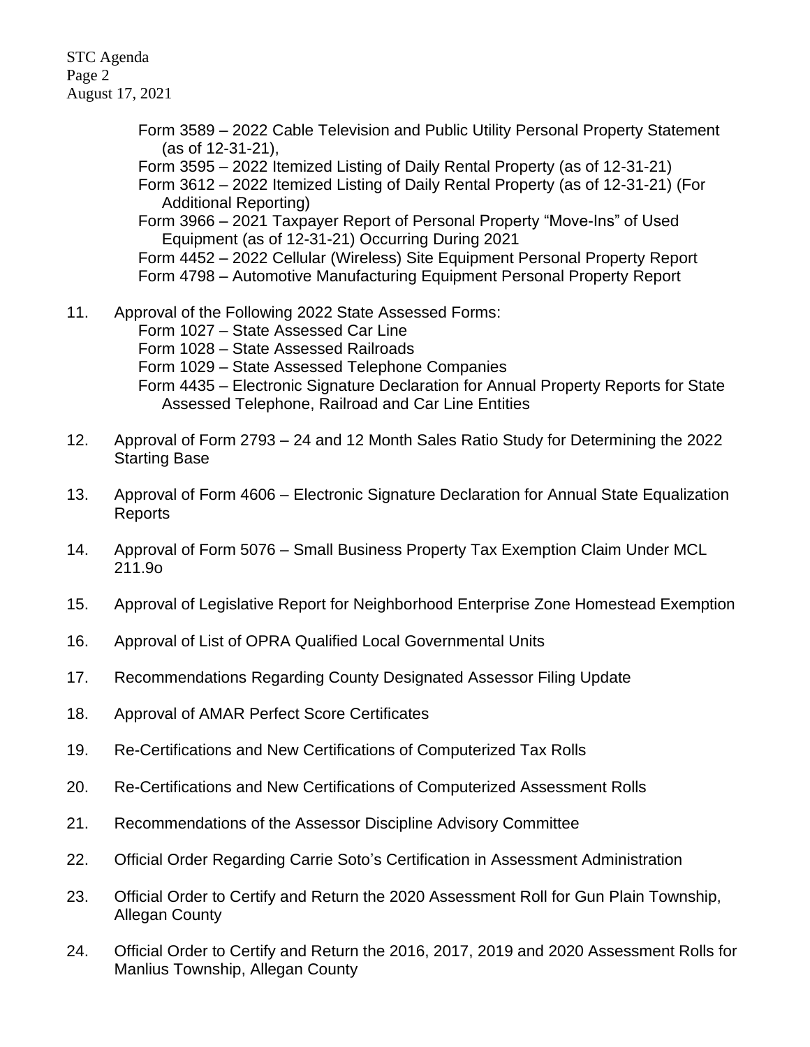Form 3589 – 2022 Cable Television and Public Utility Personal Property Statement (as of 12-31-21),
Form 3595 – 2022 Itemized Listing of Daily Rental Property (as of 12-31-21)
Form 3612 – 2022 Itemized Listing of Daily Rental Property (as of 12-31-21) (For Additional Reporting)
Form 3966 – 2021 Taxpayer Report of Personal Property "Move-Ins" of Used Equipment (as of 12-31-21) Occurring During 2021
Form 4452 – 2022 Cellular (Wireless) Site Equipment Personal Property Report
Form 4798 – Automotive Manufacturing Equipment Personal Property Report

11. Approval of the Following 2022 State Assessed Forms:
    Form 1027 – State Assessed Car Line
    Form 1028 – State Assessed Railroads
    Form 1029 – State Assessed Telephone Companies
    Form 4435 – Electronic Signature Declaration for Annual Property Reports for State Assessed Telephone, Railroad and Car Line Entities

12. Approval of Form 2793 – 24 and 12 Month Sales Ratio Study for Determining the 2022 Starting Base

13. Approval of Form 4606 – Electronic Signature Declaration for Annual State Equalization Reports

14. Approval of Form 5076 – Small Business Property Tax Exemption Claim Under MCL 211.9o

15. Approval of Legislative Report for Neighborhood Enterprise Zone Homestead Exemption

16. Approval of List of OPRA Qualified Local Governmental Units

17. Recommendations Regarding County Designated Assessor Filing Update

18. Approval of AMAR Perfect Score Certificates

19. Re-Certifications and New Certifications of Computerized Tax Rolls

20. Re-Certifications and New Certifications of Computerized Assessment Rolls

21. Recommendations of the Assessor Discipline Advisory Committee

22. Official Order Regarding Carrie Soto's Certification in Assessment Administration

23. Official Order to Certify and Return the 2020 Assessment Roll for Gun Plain Township, Allegan County

24. Official Order to Certify and Return the 2016, 2017, 2019 and 2020 Assessment Rolls for Manlius Township, Allegan County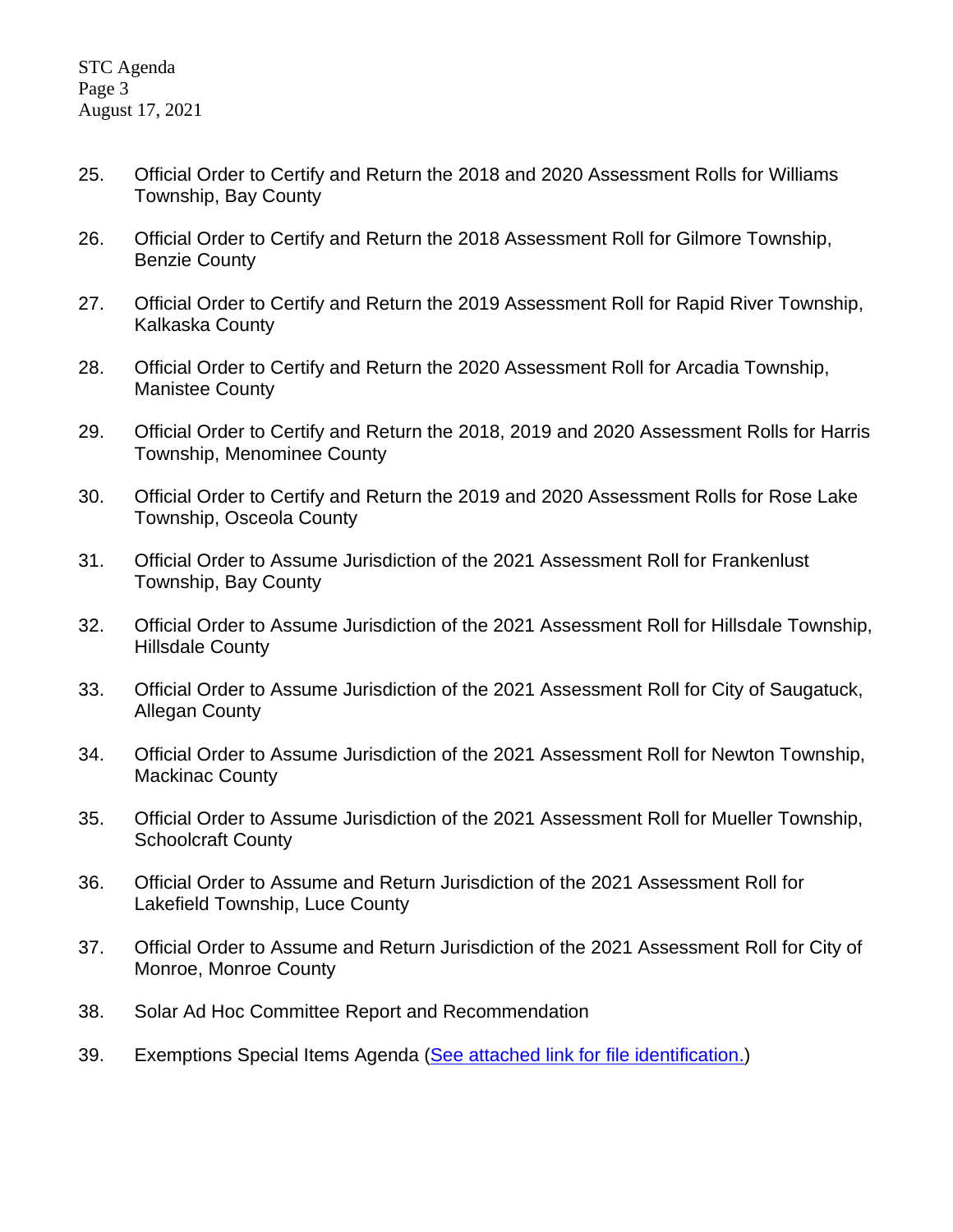25. Official Order to Certify and Return the 2018 and 2020 Assessment Rolls for Williams Township, Bay County

26. Official Order to Certify and Return the 2018 Assessment Roll for Gilmore Township, Benzie County

27. Official Order to Certify and Return the 2019 Assessment Roll for Rapid River Township, Kalkaska County

28. Official Order to Certify and Return the 2020 Assessment Roll for Arcadia Township, Manistee County

29. Official Order to Certify and Return the 2018, 2019 and 2020 Assessment Rolls for Harris Township, Menominee County

30. Official Order to Certify and Return the 2019 and 2020 Assessment Rolls for Rose Lake Township, Osceola County

31. Official Order to Assume Jurisdiction of the 2021 Assessment Roll for Frankenlust Township, Bay County

32. Official Order to Assume Jurisdiction of the 2021 Assessment Roll for Hillsdale Township, Hillsdale County

33. Official Order to Assume Jurisdiction of the 2021 Assessment Roll for City of Saugatuck, Allegan County

34. Official Order to Assume Jurisdiction of the 2021 Assessment Roll for Newton Township, Mackinac County

35. Official Order to Assume Jurisdiction of the 2021 Assessment Roll for Mueller Township, Schoolcraft County

36. Official Order to Assume and Return Jurisdiction of the 2021 Assessment Roll for Lakefield Township, Luce County

37. Official Order to Assume and Return Jurisdiction of the 2021 Assessment Roll for City of Monroe, Monroe County

38. Solar Ad Hoc Committee Report and Recommendation

39. Exemptions Special Items Agenda (See attached link for file identification.)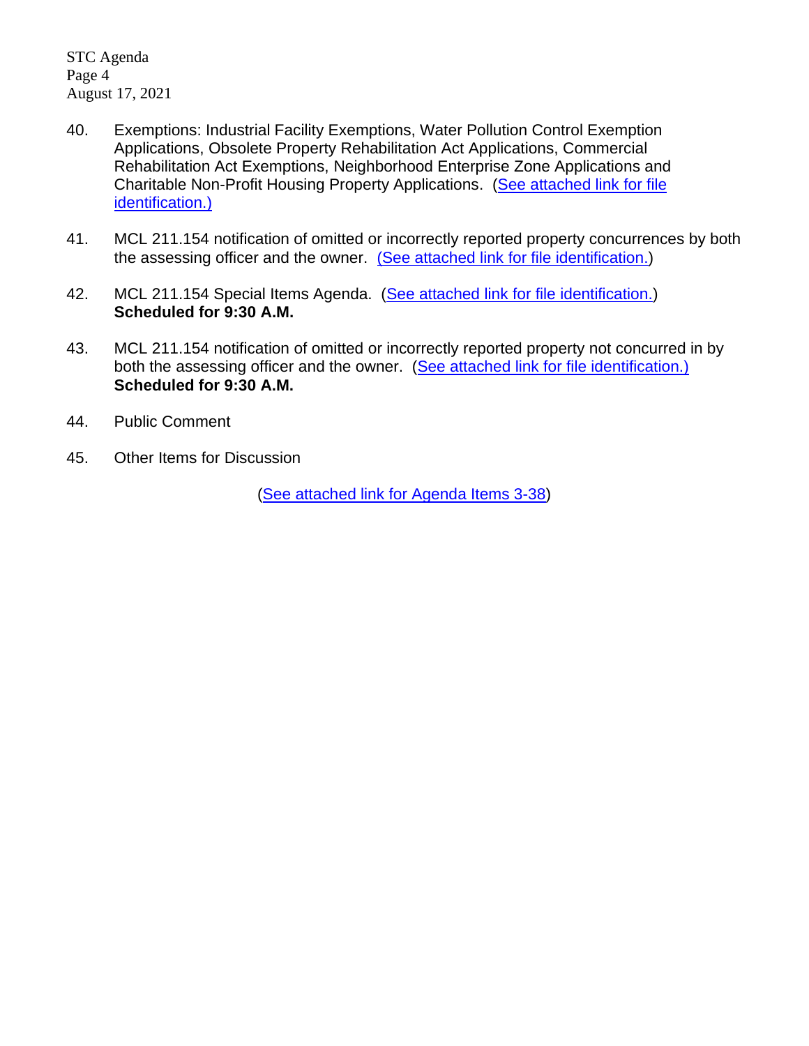40. Exemptions: Industrial Facility Exemptions, Water Pollution Control Exemption Applications, Obsolete Property Rehabilitation Act Applications, Commercial Rehabilitation Act Exemptions, Neighborhood Enterprise Zone Applications and Charitable Non-Profit Housing Property Applications. (See attached link for file identification.)

41. MCL 211.154 notification of omitted or incorrectly reported property concurrences by both the assessing officer and the owner. (See attached link for file identification.)

42. MCL 211.154 Special Items Agenda. (See attached link for file identification.)
**Scheduled for 9:30 A.M.**

43. MCL 211.154 notification of omitted or incorrectly reported property not concurred in by both the assessing officer and the owner. (See attached link for file identification.)
**Scheduled for 9:30 A.M.**

44. Public Comment

45. Other Items for Discussion

(See attached link for Agenda Items 3-38)